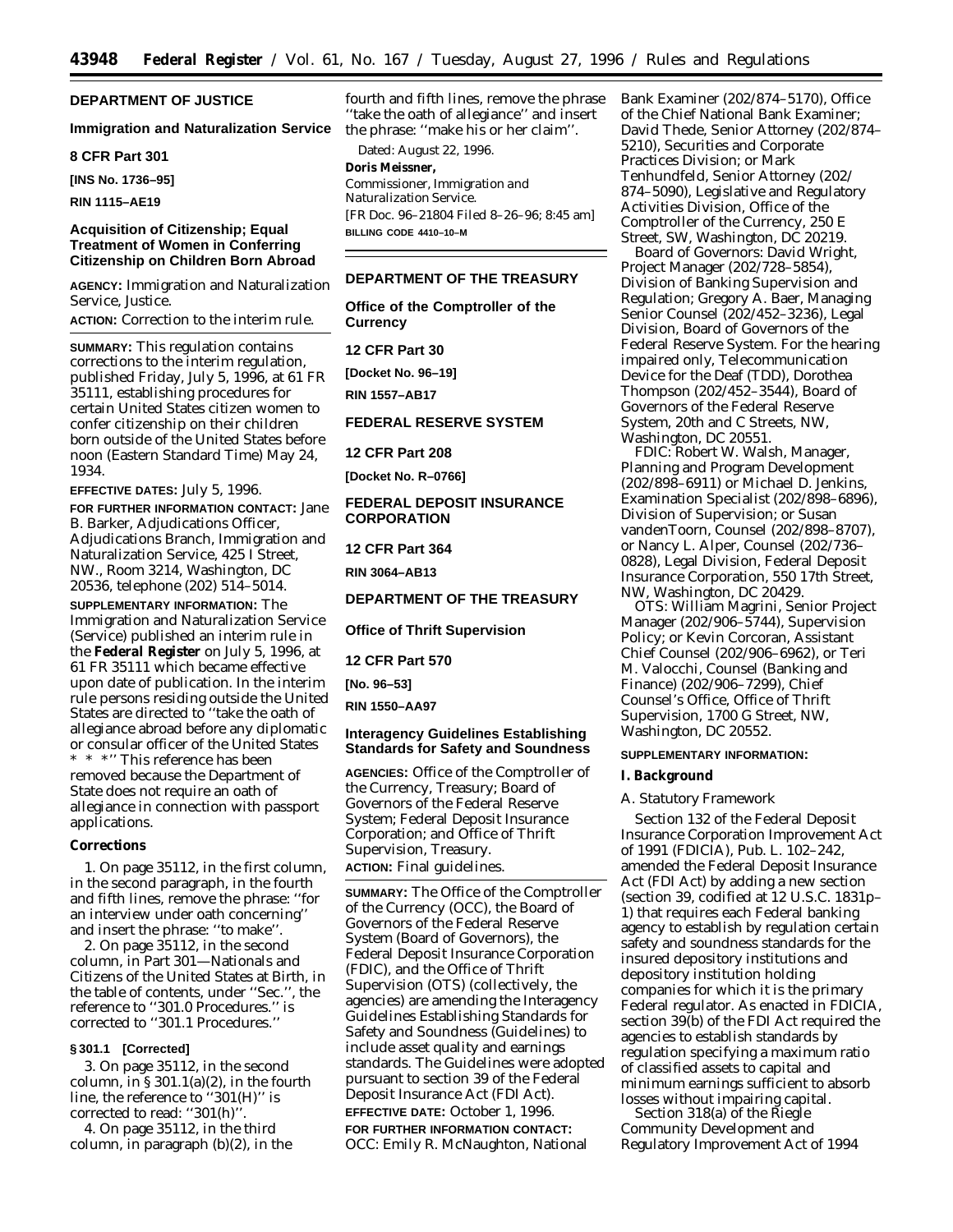## DEPARTMENT OF JUSTICE

### Immigration and Naturalization Service

### 8 CFR Part 301

**[INS No. 1736–95]**

**RIN 1115–AE19**

### Acquisition of Citizenship; Equal Treatment of Women in Conferring Citizenship on Children Born Abroad

**AGENCY:** Immigration and Naturalization Service, Justice.

**ACTION:** Correction to the interim rule.

**SUMMARY:** This regulation contains corrections to the interim regulation, published Friday, July 5, 1996, at 61 FR 35111, establishing procedures for certain United States citizen women to confer citizenship on their children born outside of the United States before noon (Eastern Standard Time) May 24, 1934.

**EFFECTIVE DATES:** July 5, 1996.

**FOR FURTHER INFORMATION CONTACT:** Jane B. Barker, Adjudications Officer, Adjudications Branch, Immigration and Naturalization Service, 425 I Street, NW., Room 3214, Washington, DC 20536, telephone (202) 514–5014.

**SUPPLEMENTARY INFORMATION:** The Immigration and Naturalization Service (Service) published an interim rule in the **Federal Register** on July 5, 1996, at 61 FR 35111 which became effective upon date of publication. In the interim rule persons residing outside the United States are directed to ''take the oath of allegiance abroad before any diplomatic or consular officer of the United States * * *'' This reference has been removed because the Department of State does not require an oath of allegiance in connection with passport applications.

#### Corrections

1. On page 35112, in the first column, in the second paragraph, in the fourth and fifth lines, remove the phrase: ''for an interview under oath concerning'' and insert the phrase: ''to make''.

2. On page 35112, in the second column, in Part 301—Nationals and Citizens of the United States at Birth, in the table of contents, under ''Sec.'', the reference to ''301.0 Procedures.'' is corrected to ''301.1 Procedures.''

#### § 301.1 [Corrected]

3. On page 35112, in the second column, in § 301.1(a)(2), in the fourth line, the reference to ''301(H)'' is corrected to read: ''301(h)''.

4. On page 35112, in the third column, in paragraph (b)(2), in the fourth and fifth lines, remove the phrase ''take the oath of allegiance'' and insert the phrase: ''make his or her claim''.

Dated: August 22, 1996.

**Doris Meissner,**

*Commissioner, Immigration and Naturalization Service.*

[FR Doc. 96–21804 Filed 8–26–96; 8:45 am]

**BILLING CODE 4410–10–M**

---

## DEPARTMENT OF THE TREASURY

### Office of the Comptroller of the Currency

### 12 CFR Part 30

**[Docket No. 96–19]**

**RIN 1557–AB17**

## FEDERAL RESERVE SYSTEM

### 12 CFR Part 208

**[Docket No. R–0766]**

## FEDERAL DEPOSIT INSURANCE CORPORATION

### 12 CFR Part 364

**RIN 3064–AB13**

## DEPARTMENT OF THE TREASURY

### Office of Thrift Supervision

### 12 CFR Part 570

**[No. 96–53]**

**RIN 1550–AA97**

### Interagency Guidelines Establishing Standards for Safety and Soundness

**AGENCIES:** Office of the Comptroller of the Currency, Treasury; Board of Governors of the Federal Reserve System; Federal Deposit Insurance Corporation; and Office of Thrift Supervision, Treasury.

**ACTION:** Final guidelines.

**SUMMARY:** The Office of the Comptroller of the Currency (OCC), the Board of Governors of the Federal Reserve System (Board of Governors), the Federal Deposit Insurance Corporation (FDIC), and the Office of Thrift Supervision (OTS) (collectively, the agencies) are amending the Interagency Guidelines Establishing Standards for Safety and Soundness (Guidelines) to include asset quality and earnings standards. The Guidelines were adopted pursuant to section 39 of the Federal Deposit Insurance Act (FDI Act).

**EFFECTIVE DATE:** October 1, 1996.

**FOR FURTHER INFORMATION CONTACT:**

OCC: Emily R. McNaughton, National Bank Examiner (202/874–5170), Office of the Chief National Bank Examiner; David Thede, Senior Attorney (202/874–5210), Securities and Corporate Practices Division; or Mark Tenhundfeld, Senior Attorney (202/874–5090), Legislative and Regulatory Activities Division, Office of the Comptroller of the Currency, 250 E Street, SW, Washington, DC 20219.

Board of Governors: David Wright, Project Manager (202/728–5854), Division of Banking Supervision and Regulation; Gregory A. Baer, Managing Senior Counsel (202/452–3236), Legal Division, Board of Governors of the Federal Reserve System. For the hearing impaired only, Telecommunication Device for the Deaf (TDD), Dorothea Thompson (202/452–3544), Board of Governors of the Federal Reserve System, 20th and C Streets, NW, Washington, DC 20551.

FDIC: Robert W. Walsh, Manager, Planning and Program Development (202/898–6911) or Michael D. Jenkins, Examination Specialist (202/898–6896), Division of Supervision; or Susan vandenToorn, Counsel (202/898–8707), or Nancy L. Alper, Counsel (202/736–0828), Legal Division, Federal Deposit Insurance Corporation, 550 17th Street, NW, Washington, DC 20429.

OTS: William Magrini, Senior Project Manager (202/906–5744), Supervision Policy; or Kevin Corcoran, Assistant Chief Counsel (202/906–6962), or Teri M. Valocchi, Counsel (Banking and Finance) (202/906–7299), Chief Counsel's Office, Office of Thrift Supervision, 1700 G Street, NW, Washington, DC 20552.

**SUPPLEMENTARY INFORMATION:**

#### I. Background

*A. Statutory Framework*

Section 132 of the Federal Deposit Insurance Corporation Improvement Act of 1991 (FDICIA), Pub. L. 102–242, amended the Federal Deposit Insurance Act (FDI Act) by adding a new section (section 39, codified at 12 U.S.C. 1831p–1) that requires each Federal banking agency to establish by regulation certain safety and soundness standards for the insured depository institutions and depository institution holding companies for which it is the primary Federal regulator. As enacted in FDICIA, section 39(b) of the FDI Act required the agencies to establish standards by regulation specifying a maximum ratio of classified assets to capital and minimum earnings sufficient to absorb losses without impairing capital.

Section 318(a) of the Riegle Community Development and Regulatory Improvement Act of 1994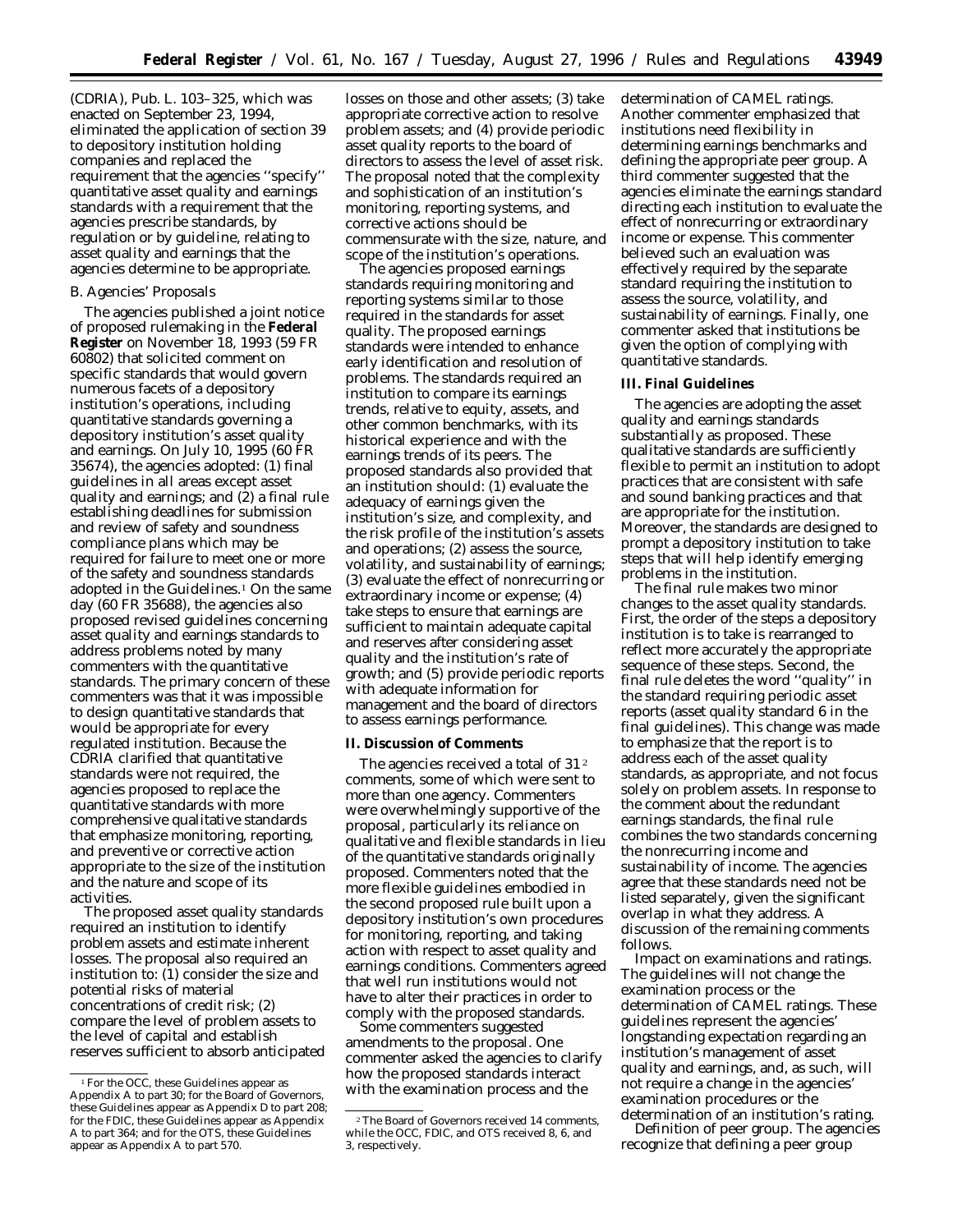(CDRIA), Pub. L. 103–325, which was enacted on September 23, 1994, eliminated the application of section 39 to depository institution holding companies and replaced the requirement that the agencies ''specify'' quantitative asset quality and earnings standards with a requirement that the agencies prescribe standards, by regulation or by guideline, relating to asset quality and earnings that the agencies determine to be appropriate.

### B. Agencies' Proposals

The agencies published a joint notice of proposed rulemaking in the **Federal Register** on November 18, 1993 (59 FR 60802) that solicited comment on specific standards that would govern numerous facets of a depository institution's operations, including quantitative standards governing a depository institution's asset quality and earnings. On July 10, 1995 (60 FR 35674), the agencies adopted: (1) final guidelines in all areas except asset quality and earnings; and (2) a final rule establishing deadlines for submission and review of safety and soundness compliance plans which may be required for failure to meet one or more of the safety and soundness standards adopted in the Guidelines.[1] On the same day (60 FR 35688), the agencies also proposed revised guidelines concerning asset quality and earnings standards to address problems noted by many commenters with the quantitative standards. The primary concern of these commenters was that it was impossible to design quantitative standards that would be appropriate for every regulated institution. Because the CDRIA clarified that quantitative standards were not required, the agencies proposed to replace the quantitative standards with more comprehensive qualitative standards that emphasize monitoring, reporting, and preventive or corrective action appropriate to the size of the institution and the nature and scope of its activities.

The proposed asset quality standards required an institution to identify problem assets and estimate inherent losses. The proposal also required an institution to: (1) consider the size and potential risks of material concentrations of credit risk; (2) compare the level of problem assets to the level of capital and establish reserves sufficient to absorb anticipated losses on those and other assets; (3) take appropriate corrective action to resolve problem assets; and (4) provide periodic asset quality reports to the board of directors to assess the level of asset risk. The proposal noted that the complexity and sophistication of an institution's monitoring, reporting systems, and corrective actions should be commensurate with the size, nature, and scope of the institution's operations.

The agencies proposed earnings standards requiring monitoring and reporting systems similar to those required in the standards for asset quality. The proposed earnings standards were intended to enhance early identification and resolution of problems. The standards required an institution to compare its earnings trends, relative to equity, assets, and other common benchmarks, with its historical experience and with the earnings trends of its peers. The proposed standards also provided that an institution should: (1) evaluate the adequacy of earnings given the institution's size, and complexity, and the risk profile of the institution's assets and operations; (2) assess the source, volatility, and sustainability of earnings; (3) evaluate the effect of nonrecurring or extraordinary income or expense; (4) take steps to ensure that earnings are sufficient to maintain adequate capital and reserves after considering asset quality and the institution's rate of growth; and (5) provide periodic reports with adequate information for management and the board of directors to assess earnings performance.

## II. Discussion of Comments

The agencies received a total of 31[2] comments, some of which were sent to more than one agency. Commenters were overwhelmingly supportive of the proposal, particularly its reliance on qualitative and flexible standards in lieu of the quantitative standards originally proposed. Commenters noted that the more flexible guidelines embodied in the second proposed rule built upon a depository institution's own procedures for monitoring, reporting, and taking action with respect to asset quality and earnings conditions. Commenters agreed that well run institutions would not have to alter their practices in order to comply with the proposed standards.

Some commenters suggested amendments to the proposal. One commenter asked the agencies to clarify how the proposed standards interact with the examination process and the determination of CAMEL ratings. Another commenter emphasized that institutions need flexibility in determining earnings benchmarks and defining the appropriate peer group. A third commenter suggested that the agencies eliminate the earnings standard directing each institution to evaluate the effect of nonrecurring or extraordinary income or expense. This commenter believed such an evaluation was effectively required by the separate standard requiring the institution to assess the source, volatility, and sustainability of earnings. Finally, one commenter asked that institutions be given the option of complying with quantitative standards.

## III. Final Guidelines

The agencies are adopting the asset quality and earnings standards substantially as proposed. These qualitative standards are sufficiently flexible to permit an institution to adopt practices that are consistent with safe and sound banking practices and that are appropriate for the institution. Moreover, the standards are designed to prompt a depository institution to take steps that will help identify emerging problems in the institution.

The final rule makes two minor changes to the asset quality standards. First, the order of the steps a depository institution is to take is rearranged to reflect more accurately the appropriate sequence of these steps. Second, the final rule deletes the word ''quality'' in the standard requiring periodic asset reports (asset quality standard 6 in the final guidelines). This change was made to emphasize that the report is to address each of the asset quality standards, as appropriate, and not focus solely on problem assets. In response to the comment about the redundant earnings standards, the final rule combines the two standards concerning the nonrecurring income and sustainability of income. The agencies agree that these standards need not be listed separately, given the significant overlap in what they address. A discussion of the remaining comments follows.

*Impact on examinations and ratings.* The guidelines will not change the examination process or the determination of CAMEL ratings. These guidelines represent the agencies' longstanding expectation regarding an institution's management of asset quality and earnings, and, as such, will not require a change in the agencies' examination procedures or the determination of an institution's rating.

*Definition of peer group.* The agencies recognize that defining a peer group

[1] For the OCC, these Guidelines appear as Appendix A to part 30; for the Board of Governors, these Guidelines appear as Appendix D to part 208; for the FDIC, these Guidelines appear as Appendix A to part 364; and for the OTS, these Guidelines appear as Appendix A to part 570.

[2] The Board of Governors received 14 comments, while the OCC, FDIC, and OTS received 8, 6, and 3, respectively.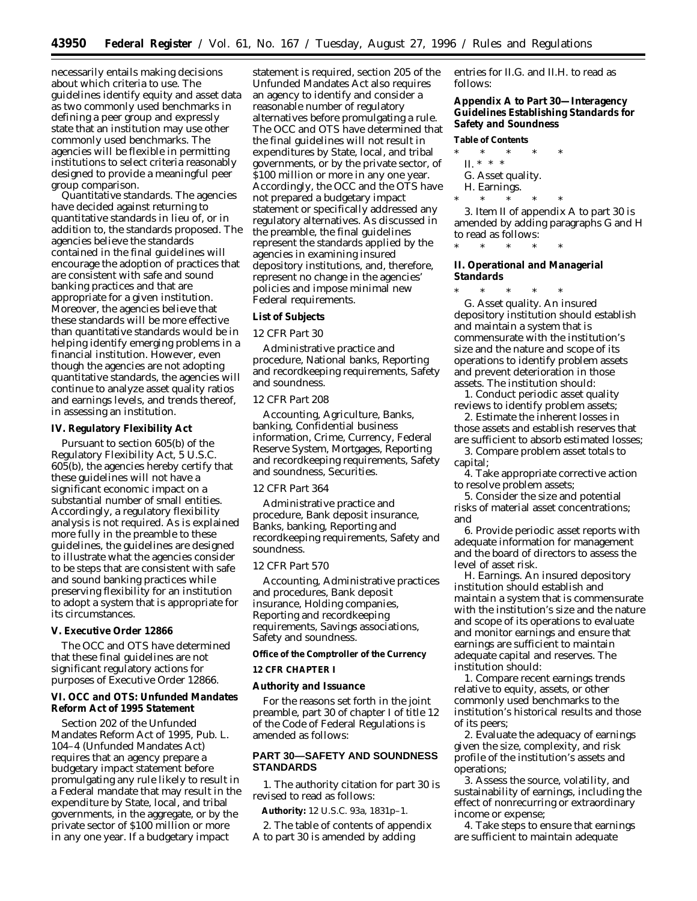necessarily entails making decisions about which criteria to use. The guidelines identify equity and asset data as two commonly used benchmarks in defining a peer group and expressly state that an institution may use other commonly used benchmarks. The agencies will be flexible in permitting institutions to select criteria reasonably designed to provide a meaningful peer group comparison.

*Quantitative standards.* The agencies have decided against returning to quantitative standards in lieu of, or in addition to, the standards proposed. The agencies believe the standards contained in the final guidelines will encourage the adoption of practices that are consistent with safe and sound banking practices and that are appropriate for a given institution. Moreover, the agencies believe that these standards will be more effective than quantitative standards would be in helping identify emerging problems in a financial institution. However, even though the agencies are not adopting quantitative standards, the agencies will continue to analyze asset quality ratios and earnings levels, and trends thereof, in assessing an institution.

## IV. Regulatory Flexibility Act

Pursuant to section 605(b) of the Regulatory Flexibility Act, 5 U.S.C. 605(b), the agencies hereby certify that these guidelines will not have a significant economic impact on a substantial number of small entities. Accordingly, a regulatory flexibility analysis is not required. As is explained more fully in the preamble to these guidelines, the guidelines are designed to illustrate what the agencies consider to be steps that are consistent with safe and sound banking practices while preserving flexibility for an institution to adopt a system that is appropriate for its circumstances.

## V. Executive Order 12866

The OCC and OTS have determined that these final guidelines are not significant regulatory actions for purposes of Executive Order 12866.

## VI. OCC and OTS: Unfunded Mandates Reform Act of 1995 Statement

Section 202 of the Unfunded Mandates Reform Act of 1995, Pub. L. 104–4 (Unfunded Mandates Act) requires that an agency prepare a budgetary impact statement before promulgating any rule likely to result in a Federal mandate that may result in the expenditure by State, local, and tribal governments, in the aggregate, or by the private sector of $100 million or more in any one year. If a budgetary impact statement is required, section 205 of the Unfunded Mandates Act also requires an agency to identify and consider a reasonable number of regulatory alternatives before promulgating a rule. The OCC and OTS have determined that the final guidelines will not result in expenditures by State, local, and tribal governments, or by the private sector, of $100 million or more in any one year. Accordingly, the OCC and the OTS have not prepared a budgetary impact statement or specifically addressed any regulatory alternatives. As discussed in the preamble, the final guidelines represent the standards applied by the agencies in examining insured depository institutions, and, therefore, represent no change in the agencies' policies and impose minimal new Federal requirements.

## List of Subjects

*12 CFR Part 30*

Administrative practice and procedure, National banks, Reporting and recordkeeping requirements, Safety and soundness.

*12 CFR Part 208*

Accounting, Agriculture, Banks, banking, Confidential business information, Crime, Currency, Federal Reserve System, Mortgages, Reporting and recordkeeping requirements, Safety and soundness, Securities.

*12 CFR Part 364*

Administrative practice and procedure, Bank deposit insurance, Banks, banking, Reporting and recordkeeping requirements, Safety and soundness.

*12 CFR Part 570*

Accounting, Administrative practices and procedures, Bank deposit insurance, Holding companies, Reporting and recordkeeping requirements, Savings associations, Safety and soundness.

**Office of the Comptroller of the Currency**

**12 CFR CHAPTER I**

## Authority and Issuance

For the reasons set forth in the joint preamble, part 30 of chapter I of title 12 of the Code of Federal Regulations is amended as follows:

## PART 30—SAFETY AND SOUNDNESS STANDARDS

1. The authority citation for part 30 is revised to read as follows:

**Authority:** 12 U.S.C. 93a, 1831p–1.

2. The table of contents of appendix A to part 30 is amended by adding entries for II.G. and II.H. to read as follows:

### Appendix A to Part 30—Interagency Guidelines Establishing Standards for Safety and Soundness

**Table of Contents**

\* \* \* \* \*

II. \* \* \*

G. Asset quality.

H. Earnings.

\* \* \* \* \*

3. Item II of appendix A to part 30 is amended by adding paragraphs G and H to read as follows:

\* \* \* \* \*

### II. Operational and Managerial Standards

\* \* \* \* \*

*G. Asset quality.* An insured depository institution should establish and maintain a system that is commensurate with the institution's size and the nature and scope of its operations to identify problem assets and prevent deterioration in those assets. The institution should:

1. Conduct periodic asset quality reviews to identify problem assets;
2. Estimate the inherent losses in those assets and establish reserves that are sufficient to absorb estimated losses;
3. Compare problem asset totals to capital;
4. Take appropriate corrective action to resolve problem assets;
5. Consider the size and potential risks of material asset concentrations; and
6. Provide periodic asset reports with adequate information for management and the board of directors to assess the level of asset risk.

*H. Earnings.* An insured depository institution should establish and maintain a system that is commensurate with the institution's size and the nature and scope of its operations to evaluate and monitor earnings and ensure that earnings are sufficient to maintain adequate capital and reserves. The institution should:

1. Compare recent earnings trends relative to equity, assets, or other commonly used benchmarks to the institution's historical results and those of its peers;
2. Evaluate the adequacy of earnings given the size, complexity, and risk profile of the institution's assets and operations;
3. Assess the source, volatility, and sustainability of earnings, including the effect of nonrecurring or extraordinary income or expense;
4. Take steps to ensure that earnings are sufficient to maintain adequate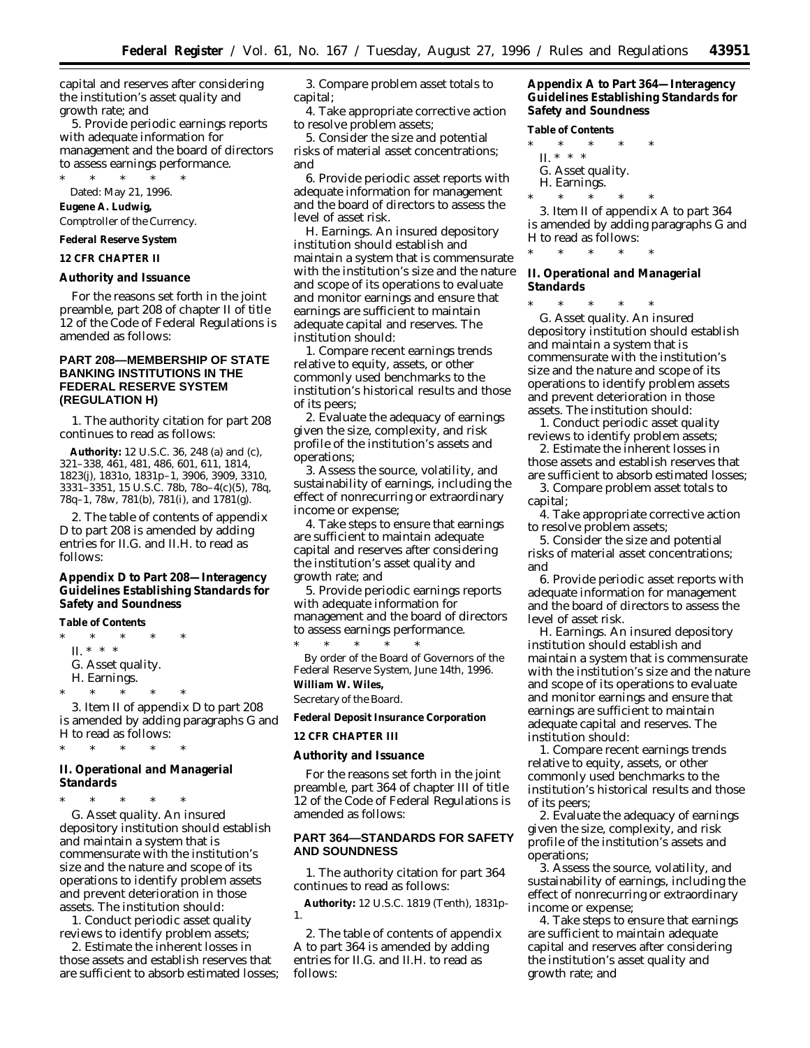capital and reserves after considering the institution's asset quality and growth rate; and

5. Provide periodic earnings reports with adequate information for management and the board of directors to assess earnings performance.

\* \* \* \* \*

Dated: May 21, 1996.

**Eugene A. Ludwig,**

*Comptroller of the Currency.*

**Federal Reserve System**

**12 CFR CHAPTER II**

**Authority and Issuance**

For the reasons set forth in the joint preamble, part 208 of chapter II of title 12 of the Code of Federal Regulations is amended as follows:

## PART 208—MEMBERSHIP OF STATE BANKING INSTITUTIONS IN THE FEDERAL RESERVE SYSTEM (REGULATION H)

1. The authority citation for part 208 continues to read as follows:

**Authority:** 12 U.S.C. 36, 248 (a) and (c), 321–338, 461, 481, 486, 601, 611, 1814, 1823(j), 1831o, 1831p–1, 3906, 3909, 3310, 3331–3351, 15 U.S.C. 78b, 78o–4(c)(5), 78q, 78q–1, 78w, 781(b), 781(i), and 1781(g).

2. The table of contents of appendix D to part 208 is amended by adding entries for II.G. and II.H. to read as follows:

### Appendix D to Part 208—Interagency Guidelines Establishing Standards for Safety and Soundness

**Table of Contents**

\* \* \* \* \*

II. \* \* \*

G. Asset quality.

H. Earnings.

\* \* \* \* \*

3. Item II of appendix D to part 208 is amended by adding paragraphs G and H to read as follows:

\* \* \* \* \*

### II. Operational and Managerial Standards

\* \* \* \* \*

G. *Asset quality.* An insured depository institution should establish and maintain a system that is commensurate with the institution's size and the nature and scope of its operations to identify problem assets and prevent deterioration in those assets. The institution should:

1. Conduct periodic asset quality reviews to identify problem assets;

2. Estimate the inherent losses in those assets and establish reserves that are sufficient to absorb estimated losses;

3. Compare problem asset totals to capital;

4. Take appropriate corrective action to resolve problem assets;

5. Consider the size and potential risks of material asset concentrations; and

6. Provide periodic asset reports with adequate information for management and the board of directors to assess the level of asset risk.

H. *Earnings.* An insured depository institution should establish and maintain a system that is commensurate with the institution's size and the nature and scope of its operations to evaluate and monitor earnings and ensure that earnings are sufficient to maintain adequate capital and reserves. The institution should:

1. Compare recent earnings trends relative to equity, assets, or other commonly used benchmarks to the institution's historical results and those of its peers;

2. Evaluate the adequacy of earnings given the size, complexity, and risk profile of the institution's assets and operations;

3. Assess the source, volatility, and sustainability of earnings, including the effect of nonrecurring or extraordinary income or expense;

4. Take steps to ensure that earnings are sufficient to maintain adequate capital and reserves after considering the institution's asset quality and growth rate; and

5. Provide periodic earnings reports with adequate information for management and the board of directors to assess earnings performance.

\* \* \* \* \*

By order of the Board of Governors of the Federal Reserve System, June 14th, 1996.

**William W. Wiles,**

*Secretary of the Board.*

**Federal Deposit Insurance Corporation**

**12 CFR CHAPTER III**

**Authority and Issuance**

For the reasons set forth in the joint preamble, part 364 of chapter III of title 12 of the Code of Federal Regulations is amended as follows:

## PART 364—STANDARDS FOR SAFETY AND SOUNDNESS

1. The authority citation for part 364 continues to read as follows:

**Authority:** 12 U.S.C. 1819 (Tenth), 1831p-1.

2. The table of contents of appendix A to part 364 is amended by adding entries for II.G. and II.H. to read as follows:

### Appendix A to Part 364—Interagency Guidelines Establishing Standards for Safety and Soundness

**Table of Contents**

\* \* \* \* \*

II. \* \* \*

G. Asset quality.

H. Earnings.

\* \* \* \* \*

3. Item II of appendix A to part 364 is amended by adding paragraphs G and H to read as follows:

\* \* \* \* \*

### II. Operational and Managerial Standards

\* \* \* \* \*

G. *Asset quality.* An insured depository institution should establish and maintain a system that is commensurate with the institution's size and the nature and scope of its operations to identify problem assets and prevent deterioration in those assets. The institution should:

1. Conduct periodic asset quality reviews to identify problem assets;

2. Estimate the inherent losses in those assets and establish reserves that are sufficient to absorb estimated losses;

3. Compare problem asset totals to capital;

4. Take appropriate corrective action to resolve problem assets;

5. Consider the size and potential risks of material asset concentrations; and

6. Provide periodic asset reports with adequate information for management and the board of directors to assess the level of asset risk.

H. *Earnings.* An insured depository institution should establish and maintain a system that is commensurate with the institution's size and the nature and scope of its operations to evaluate and monitor earnings and ensure that earnings are sufficient to maintain adequate capital and reserves. The institution should:

1. Compare recent earnings trends relative to equity, assets, or other commonly used benchmarks to the institution's historical results and those of its peers;

2. Evaluate the adequacy of earnings given the size, complexity, and risk profile of the institution's assets and operations;

3. Assess the source, volatility, and sustainability of earnings, including the effect of nonrecurring or extraordinary income or expense;

4. Take steps to ensure that earnings are sufficient to maintain adequate capital and reserves after considering the institution's asset quality and growth rate; and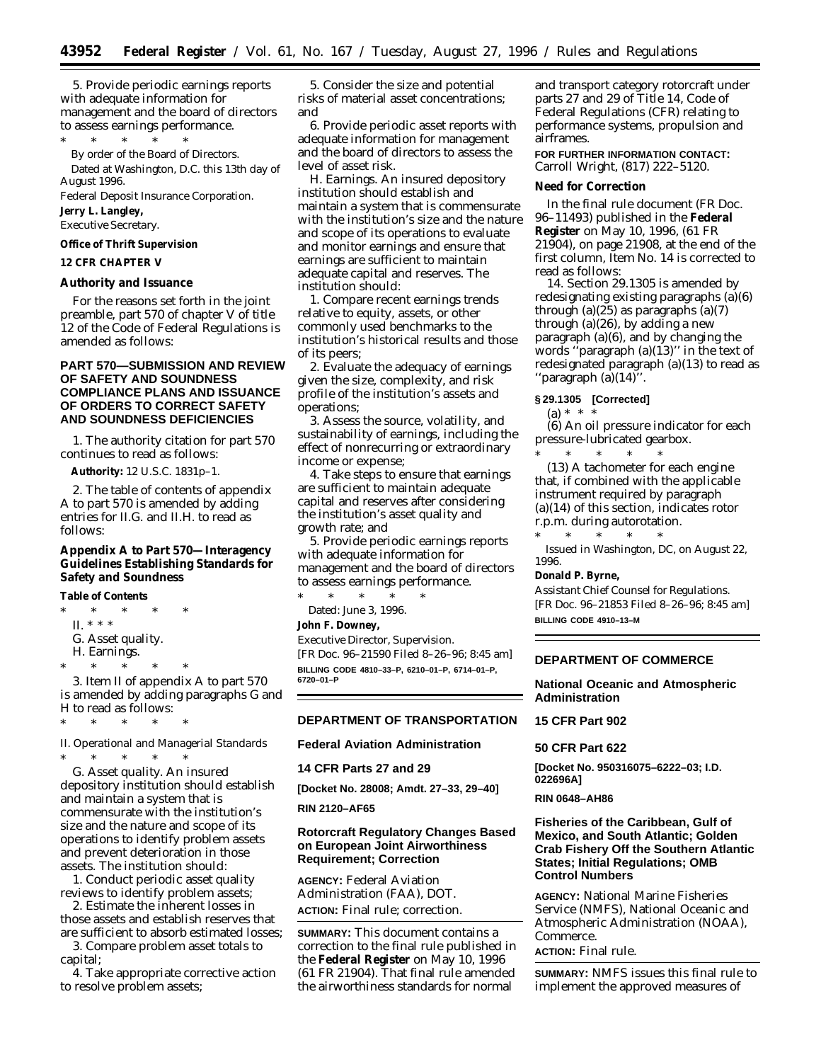5. Provide periodic earnings reports with adequate information for management and the board of directors to assess earnings performance.

\* \* \* \* \*

By order of the Board of Directors.

Dated at Washington, D.C. this 13th day of August 1996.

Federal Deposit Insurance Corporation.

**Jerry L. Langley,**

*Executive Secretary.*

**Office of Thrift Supervision**

**12 CFR CHAPTER V**

**Authority and Issuance**

For the reasons set forth in the joint preamble, part 570 of chapter V of title 12 of the Code of Federal Regulations is amended as follows:

## PART 570—SUBMISSION AND REVIEW OF SAFETY AND SOUNDNESS COMPLIANCE PLANS AND ISSUANCE OF ORDERS TO CORRECT SAFETY AND SOUNDNESS DEFICIENCIES

1. The authority citation for part 570 continues to read as follows:

**Authority:** 12 U.S.C. 1831p–1.

2. The table of contents of appendix A to part 570 is amended by adding entries for II.G. and II.H. to read as follows:

### Appendix A to Part 570—Interagency Guidelines Establishing Standards for Safety and Soundness

**Table of Contents**

\* \* \* \* \*

II. \* \* \*

G. Asset quality.

H. Earnings.

\* \* \* \* \*

3. Item II of appendix A to part 570 is amended by adding paragraphs G and H to read as follows:

\* \* \* \* \*

II. Operational and Managerial Standards

\* \* \* \* \*

G. *Asset quality.* An insured depository institution should establish and maintain a system that is commensurate with the institution's size and the nature and scope of its operations to identify problem assets and prevent deterioration in those assets. The institution should:

1. Conduct periodic asset quality reviews to identify problem assets;

2. Estimate the inherent losses in those assets and establish reserves that are sufficient to absorb estimated losses;

3. Compare problem asset totals to capital;

4. Take appropriate corrective action to resolve problem assets;

5. Consider the size and potential risks of material asset concentrations; and

6. Provide periodic asset reports with adequate information for management and the board of directors to assess the level of asset risk.

H. *Earnings.* An insured depository institution should establish and maintain a system that is commensurate with the institution's size and the nature and scope of its operations to evaluate and monitor earnings and ensure that earnings are sufficient to maintain adequate capital and reserves. The institution should:

1. Compare recent earnings trends relative to equity, assets, or other commonly used benchmarks to the institution's historical results and those of its peers;

2. Evaluate the adequacy of earnings given the size, complexity, and risk profile of the institution's assets and operations;

3. Assess the source, volatility, and sustainability of earnings, including the effect of nonrecurring or extraordinary income or expense;

4. Take steps to ensure that earnings are sufficient to maintain adequate capital and reserves after considering the institution's asset quality and growth rate; and

5. Provide periodic earnings reports with adequate information for management and the board of directors to assess earnings performance.

\* \* \* \* \*

Dated: June 3, 1996.

**John F. Downey,**

*Executive Director, Supervision.*

[FR Doc. 96–21590 Filed 8–26–96; 8:45 am]

**BILLING CODE 4810–33–P, 6210–01–P, 6714–01–P, 6720–01–P**

## DEPARTMENT OF TRANSPORTATION

### Federal Aviation Administration

### 14 CFR Parts 27 and 29

**[Docket No. 28008; Amdt. 27–33, 29–40]**

**RIN 2120–AF65**

### Rotorcraft Regulatory Changes Based on European Joint Airworthiness Requirement; Correction

**AGENCY:** Federal Aviation Administration (FAA), DOT.

**ACTION:** Final rule; correction.

**SUMMARY:** This document contains a correction to the final rule published in the **Federal Register** on May 10, 1996 (61 FR 21904). That final rule amended the airworthiness standards for normal and transport category rotorcraft under parts 27 and 29 of Title 14, Code of Federal Regulations (CFR) relating to performance systems, propulsion and airframes.

**FOR FURTHER INFORMATION CONTACT:** Carroll Wright, (817) 222–5120.

**Need for Correction**

In the final rule document (FR Doc. 96–11493) published in the **Federal Register** on May 10, 1996, (61 FR 21904), on page 21908, at the end of the first column, Item No. 14 is corrected to read as follows:

14. Section 29.1305 is amended by redesignating existing paragraphs (a)(6) through (a)(25) as paragraphs (a)(7) through (a)(26), by adding a new paragraph (a)(6), and by changing the words ''paragraph (a)(13)'' in the text of redesignated paragraph (a)(13) to read as ''paragraph (a)(14)''.

**§ 29.1305 [Corrected]**

(a) \* \* \*

(6) An oil pressure indicator for each pressure-lubricated gearbox.

\* \* \* \* \*

(13) A tachometer for each engine that, if combined with the applicable instrument required by paragraph (a)(14) of this section, indicates rotor r.p.m. during autorotation.

\* \* \* \* \*

Issued in Washington, DC, on August 22, 1996.

**Donald P. Byrne,**

*Assistant Chief Counsel for Regulations.*

[FR Doc. 96–21853 Filed 8–26–96; 8:45 am]

**BILLING CODE 4910–13–M**

## DEPARTMENT OF COMMERCE

### National Oceanic and Atmospheric Administration

### 15 CFR Part 902

### 50 CFR Part 622

**[Docket No. 950316075–6222–03; I.D. 022696A]**

**RIN 0648–AH86**

### Fisheries of the Caribbean, Gulf of Mexico, and South Atlantic; Golden Crab Fishery Off the Southern Atlantic States; Initial Regulations; OMB Control Numbers

**AGENCY:** National Marine Fisheries Service (NMFS), National Oceanic and Atmospheric Administration (NOAA), Commerce.

**ACTION:** Final rule.

**SUMMARY:** NMFS issues this final rule to implement the approved measures of